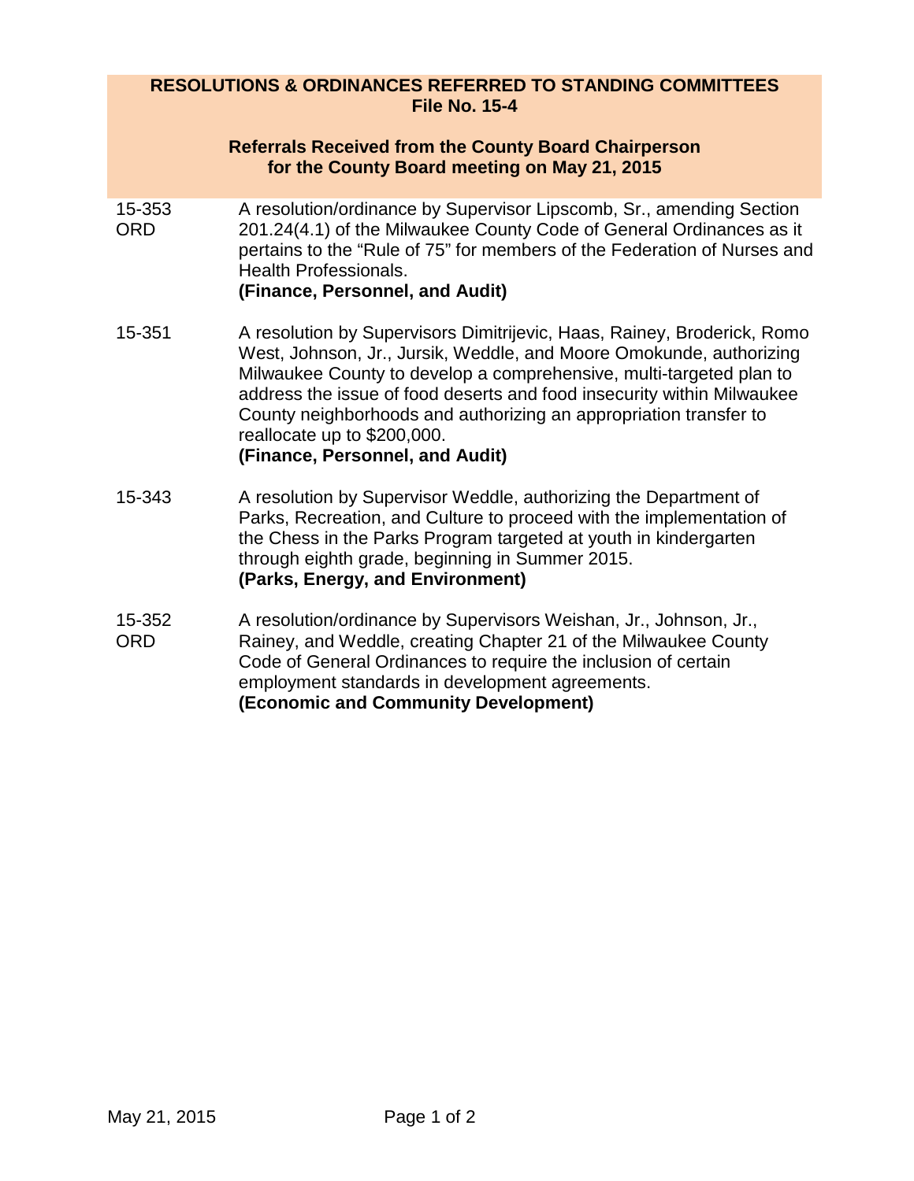**RESOLUTIONS & ORDINANCES REFERRED TO STANDING COMMITTEES**
**File No. 15-4**

**Referrals Received from the County Board Chairperson**
**for the County Board meeting on May 21, 2015**

| | |
|---|---|
| 15-353 ORD | A resolution/ordinance by Supervisor Lipscomb, Sr., amending Section 201.24(4.1) of the Milwaukee County Code of General Ordinances as it pertains to the "Rule of 75" for members of the Federation of Nurses and Health Professionals. **(Finance, Personnel, and Audit)** |
| 15-351 | A resolution by Supervisors Dimitrijevic, Haas, Rainey, Broderick, Romo West, Johnson, Jr., Jursik, Weddle, and Moore Omokunde, authorizing Milwaukee County to develop a comprehensive, multi-targeted plan to address the issue of food deserts and food insecurity within Milwaukee County neighborhoods and authorizing an appropriation transfer to reallocate up to $200,000. **(Finance, Personnel, and Audit)** |
| 15-343 | A resolution by Supervisor Weddle, authorizing the Department of Parks, Recreation, and Culture to proceed with the implementation of the Chess in the Parks Program targeted at youth in kindergarten through eighth grade, beginning in Summer 2015. **(Parks, Energy, and Environment)** |
| 15-352 ORD | A resolution/ordinance by Supervisors Weishan, Jr., Johnson, Jr., Rainey, and Weddle, creating Chapter 21 of the Milwaukee County Code of General Ordinances to require the inclusion of certain employment standards in development agreements. **(Economic and Community Development)** |

May 21, 2015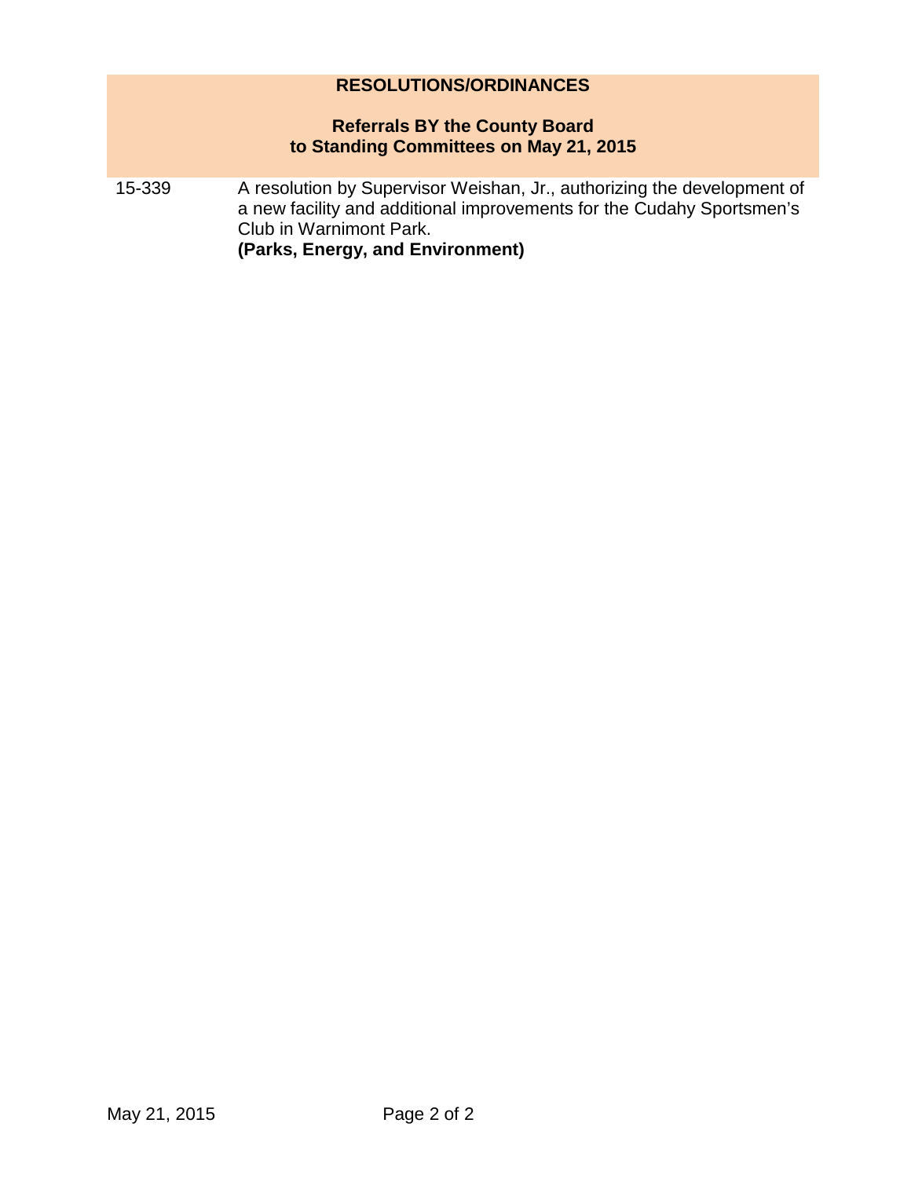## RESOLUTIONS/ORDINANCES

### Referrals BY the County Board to Standing Committees on May 21, 2015

15-339 A resolution by Supervisor Weishan, Jr., authorizing the development of a new facility and additional improvements for the Cudahy Sportsmen's Club in Warnimont Park.
**(Parks, Energy, and Environment)**